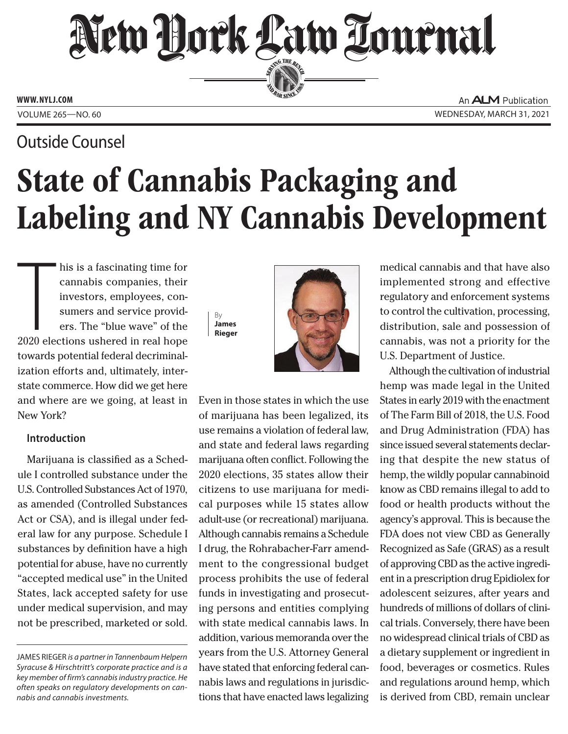# New York Law Journal

**WWW.NYLJ.COM**

An ALM Publication

VOLUME 265—NO. 60

WEDNESDAY, MARCH 31, 2021

## Outside Counsel

# State of Cannabis Packaging and Labeling and NY Cannabis Development

By **James Rieger**

This is a fascinating time for cannabis companies, their investors, employees, consumers and service providers. The "blue wave" of the 2020 elections ushered in real hope towards potential federal decriminalization efforts and, ultimately, interstate commerce. How did we get here and where are we going, at least in New York?

### Introduction

Marijuana is classified as a Schedule I controlled substance under the U.S. Controlled Substances Act of 1970, as amended (Controlled Substances Act or CSA), and is illegal under federal law for any purpose. Schedule I substances by definition have a high potential for abuse, have no currently "accepted medical use" in the United States, lack accepted safety for use under medical supervision, and may not be prescribed, marketed or sold. Even in those states in which the use of marijuana has been legalized, its use remains a violation of federal law, and state and federal laws regarding marijuana often conflict. Following the 2020 elections, 35 states allow their citizens to use marijuana for medical purposes while 15 states allow adult-use (or recreational) marijuana. Although cannabis remains a Schedule I drug, the Rohrabacher-Farr amendment to the congressional budget process prohibits the use of federal funds in investigating and prosecuting persons and entities complying with state medical cannabis laws. In addition, various memoranda over the years from the U.S. Attorney General have stated that enforcing federal cannabis laws and regulations in jurisdictions that have enacted laws legalizing medical cannabis and that have also implemented strong and effective regulatory and enforcement systems to control the cultivation, processing, distribution, sale and possession of cannabis, was not a priority for the U.S. Department of Justice.

Although the cultivation of industrial hemp was made legal in the United States in early 2019 with the enactment of The Farm Bill of 2018, the U.S. Food and Drug Administration (FDA) has since issued several statements declaring that despite the new status of hemp, the wildly popular cannabinoid know as CBD remains illegal to add to food or health products without the agency's approval. This is because the FDA does not view CBD as Generally Recognized as Safe (GRAS) as a result of approving CBD as the active ingredient in a prescription drug Epidiolex for adolescent seizures, after years and hundreds of millions of dollars of clinical trials. Conversely, there have been no widespread clinical trials of CBD as a dietary supplement or ingredient in food, beverages or cosmetics. Rules and regulations around hemp, which is derived from CBD, remain unclear

---

*JAMES RIEGER is a partner in Tannenbaum Helpern Syracuse & Hirschtritt's corporate practice and is a key member of firm's cannabis industry practice. He often speaks on regulatory developments on cannabis and cannabis investments.*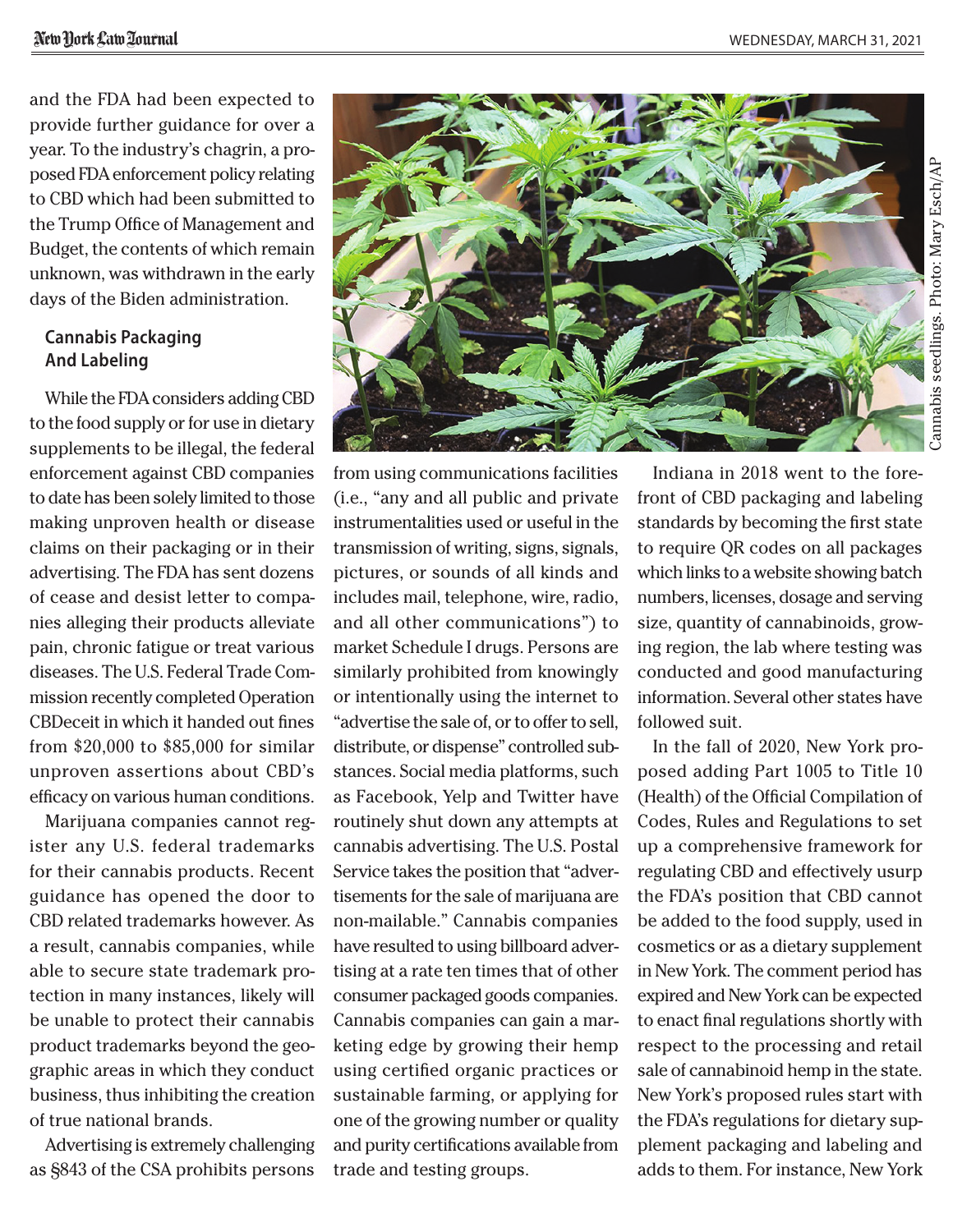and the FDA had been expected to provide further guidance for over a year. To the industry's chagrin, a proposed FDA enforcement policy relating to CBD which had been submitted to the Trump Office of Management and Budget, the contents of which remain unknown, was withdrawn in the early days of the Biden administration.

### Cannabis Packaging And Labeling

While the FDA considers adding CBD to the food supply or for use in dietary supplements to be illegal, the federal enforcement against CBD companies to date has been solely limited to those making unproven health or disease claims on their packaging or in their advertising. The FDA has sent dozens of cease and desist letter to companies alleging their products alleviate pain, chronic fatigue or treat various diseases. The U.S. Federal Trade Commission recently completed Operation CBDeceit in which it handed out fines from $20,000 to $85,000 for similar unproven assertions about CBD's efficacy on various human conditions.

Marijuana companies cannot register any U.S. federal trademarks for their cannabis products. Recent guidance has opened the door to CBD related trademarks however. As a result, cannabis companies, while able to secure state trademark protection in many instances, likely will be unable to protect their cannabis product trademarks beyond the geographic areas in which they conduct business, thus inhibiting the creation of true national brands.

Advertising is extremely challenging as §843 of the CSA prohibits persons from using communications facilities (i.e., "any and all public and private instrumentalities used or useful in the transmission of writing, signs, signals, pictures, or sounds of all kinds and includes mail, telephone, wire, radio, and all other communications") to market Schedule I drugs. Persons are similarly prohibited from knowingly or intentionally using the internet to "advertise the sale of, or to offer to sell, distribute, or dispense" controlled substances. Social media platforms, such as Facebook, Yelp and Twitter have routinely shut down any attempts at cannabis advertising. The U.S. Postal Service takes the position that "advertisements for the sale of marijuana are non-mailable." Cannabis companies have resulted to using billboard advertising at a rate ten times that of other consumer packaged goods companies. Cannabis companies can gain a marketing edge by growing their hemp using certified organic practices or sustainable farming, or applying for one of the growing number or quality and purity certifications available from trade and testing groups.

Cannabis seedlings. Photo: Mary Esch/AP

Indiana in 2018 went to the forefront of CBD packaging and labeling standards by becoming the first state to require QR codes on all packages which links to a website showing batch numbers, licenses, dosage and serving size, quantity of cannabinoids, growing region, the lab where testing was conducted and good manufacturing information. Several other states have followed suit.

In the fall of 2020, New York proposed adding Part 1005 to Title 10 (Health) of the Official Compilation of Codes, Rules and Regulations to set up a comprehensive framework for regulating CBD and effectively usurp the FDA's position that CBD cannot be added to the food supply, used in cosmetics or as a dietary supplement in New York. The comment period has expired and New York can be expected to enact final regulations shortly with respect to the processing and retail sale of cannabinoid hemp in the state. New York's proposed rules start with the FDA's regulations for dietary supplement packaging and labeling and adds to them. For instance, New York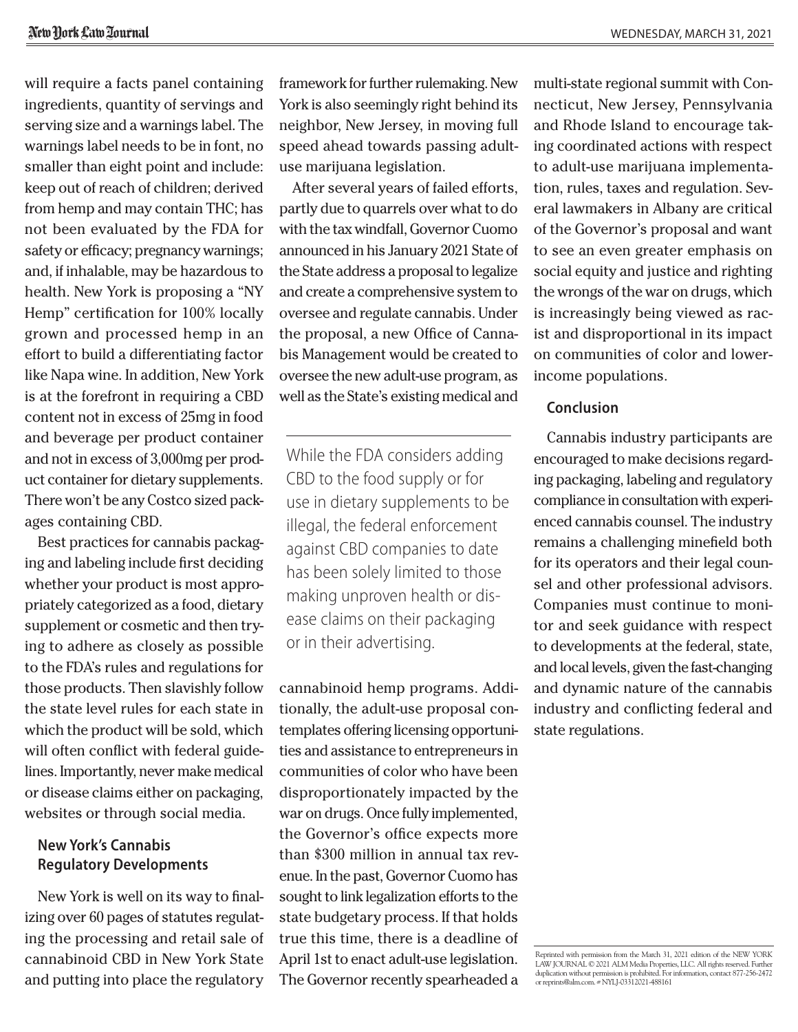will require a facts panel containing ingredients, quantity of servings and serving size and a warnings label. The warnings label needs to be in font, no smaller than eight point and include: keep out of reach of children; derived from hemp and may contain THC; has not been evaluated by the FDA for safety or efficacy; pregnancy warnings; and, if inhalable, may be hazardous to health. New York is proposing a "NY Hemp" certification for 100% locally grown and processed hemp in an effort to build a differentiating factor like Napa wine. In addition, New York is at the forefront in requiring a CBD content not in excess of 25mg in food and beverage per product container and not in excess of 3,000mg per product container for dietary supplements. There won't be any Costco sized packages containing CBD.

Best practices for cannabis packaging and labeling include first deciding whether your product is most appropriately categorized as a food, dietary supplement or cosmetic and then trying to adhere as closely as possible to the FDA's rules and regulations for those products. Then slavishly follow the state level rules for each state in which the product will be sold, which will often conflict with federal guidelines. Importantly, never make medical or disease claims either on packaging, websites or through social media.

## New York's Cannabis Regulatory Developments

New York is well on its way to finalizing over 60 pages of statutes regulating the processing and retail sale of cannabinoid CBD in New York State and putting into place the regulatory framework for further rulemaking. New York is also seemingly right behind its neighbor, New Jersey, in moving full speed ahead towards passing adult-use marijuana legislation.

After several years of failed efforts, partly due to quarrels over what to do with the tax windfall, Governor Cuomo announced in his January 2021 State of the State address a proposal to legalize and create a comprehensive system to oversee and regulate cannabis. Under the proposal, a new Office of Cannabis Management would be created to oversee the new adult-use program, as well as the State's existing medical and cannabinoid hemp programs. Additionally, the adult-use proposal contemplates offering licensing opportunities and assistance to entrepreneurs in communities of color who have been disproportionately impacted by the war on drugs. Once fully implemented, the Governor's office expects more than $300 million in annual tax revenue. In the past, Governor Cuomo has sought to link legalization efforts to the state budgetary process. If that holds true this time, there is a deadline of April 1st to enact adult-use legislation. The Governor recently spearheaded a multi-state regional summit with Connecticut, New Jersey, Pennsylvania and Rhode Island to encourage taking coordinated actions with respect to adult-use marijuana implementation, rules, taxes and regulation. Several lawmakers in Albany are critical of the Governor's proposal and want to see an even greater emphasis on social equity and justice and righting the wrongs of the war on drugs, which is increasingly being viewed as racist and disproportional in its impact on communities of color and lower-income populations.

> While the FDA considers adding CBD to the food supply or for use in dietary supplements to be illegal, the federal enforcement against CBD companies to date has been solely limited to those making unproven health or disease claims on their packaging or in their advertising.

## Conclusion

Cannabis industry participants are encouraged to make decisions regarding packaging, labeling and regulatory compliance in consultation with experienced cannabis counsel. The industry remains a challenging minefield both for its operators and their legal counsel and other professional advisors. Companies must continue to monitor and seek guidance with respect to developments at the federal, state, and local levels, given the fast-changing and dynamic nature of the cannabis industry and conflicting federal and state regulations.

Reprinted with permission from the March 31, 2021 edition of the NEW YORK LAW JOURNAL © 2021 ALM Media Properties, LLC. All rights reserved. Further duplication without permission is prohibited. For information, contact 877-256-2472 or reprints@alm.com. # NYLJ-03312021-488161